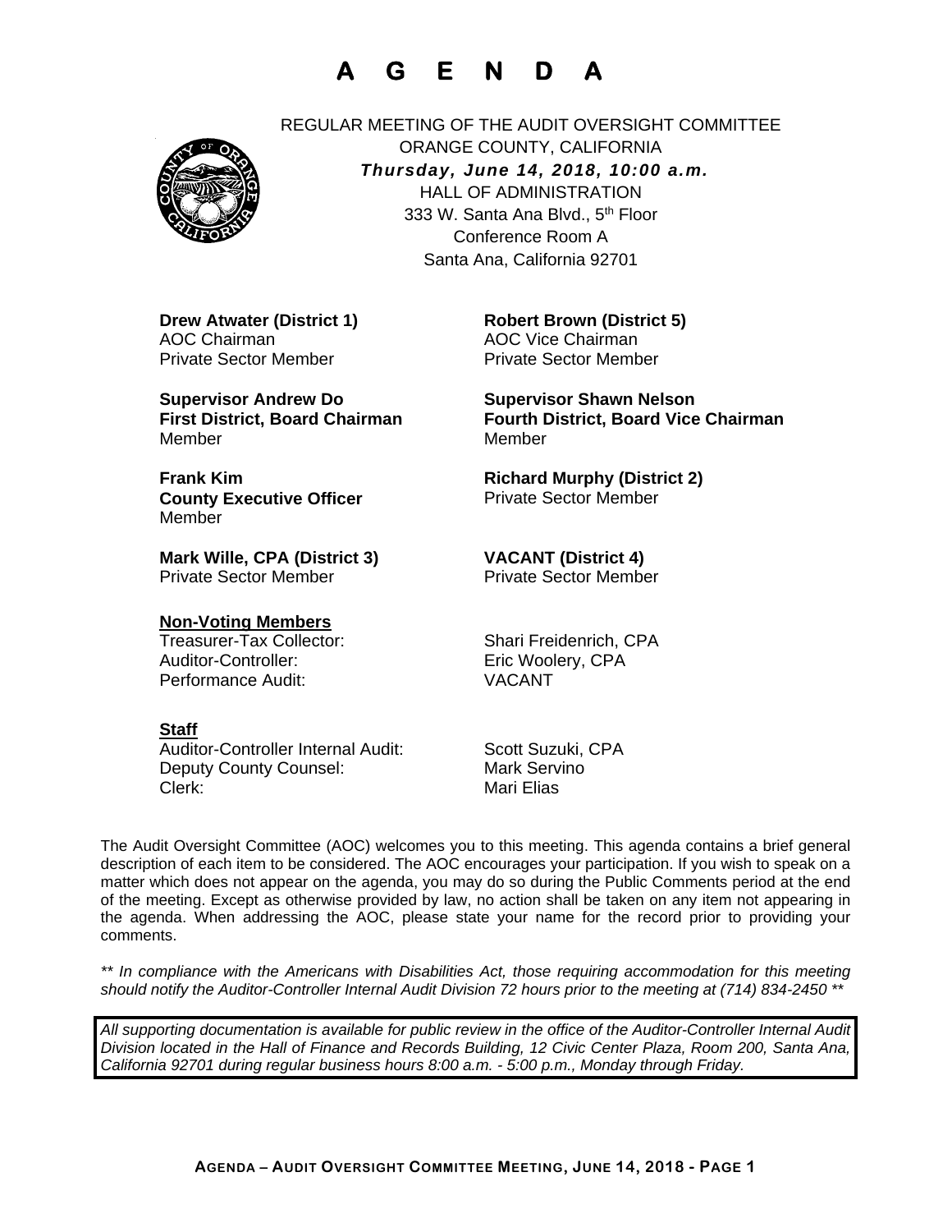# A G E N D A

REGULAR MEETING OF THE AUDIT OVERSIGHT COMMITTEE
ORANGE COUNTY, CALIFORNIA
***Thursday, June 14, 2018, 10:00 a.m.***
HALL OF ADMINISTRATION
333 W. Santa Ana Blvd., 5th Floor
Conference Room A
Santa Ana, California 92701

**Drew Atwater (District 1)**
AOC Chairman
Private Sector Member

**Robert Brown (District 5)**
AOC Vice Chairman
Private Sector Member

**Supervisor Andrew Do**
**First District, Board Chairman**
Member

**Supervisor Shawn Nelson**
**Fourth District, Board Vice Chairman**
Member

**Frank Kim**
**County Executive Officer**
Member

**Richard Murphy (District 2)**
Private Sector Member

**Mark Wille, CPA (District 3)**
Private Sector Member

**VACANT (District 4)**
Private Sector Member

**Non-Voting Members**

| | |
|---|---|
| Treasurer-Tax Collector: | Shari Freidenrich, CPA |
| Auditor-Controller: | Eric Woolery, CPA |
| Performance Audit: | VACANT |

**Staff**

| | |
|---|---|
| Auditor-Controller Internal Audit: | Scott Suzuki, CPA |
| Deputy County Counsel: | Mark Servino |
| Clerk: | Mari Elias |

The Audit Oversight Committee (AOC) welcomes you to this meeting. This agenda contains a brief general description of each item to be considered. The AOC encourages your participation. If you wish to speak on a matter which does not appear on the agenda, you may do so during the Public Comments period at the end of the meeting. Except as otherwise provided by law, no action shall be taken on any item not appearing in the agenda. When addressing the AOC, please state your name for the record prior to providing your comments.

*\*\* In compliance with the Americans with Disabilities Act, those requiring accommodation for this meeting should notify the Auditor-Controller Internal Audit Division 72 hours prior to the meeting at (714) 834-2450 \*\**

*All supporting documentation is available for public review in the office of the Auditor-Controller Internal Audit Division located in the Hall of Finance and Records Building, 12 Civic Center Plaza, Room 200, Santa Ana, California 92701 during regular business hours 8:00 a.m. - 5:00 p.m., Monday through Friday.*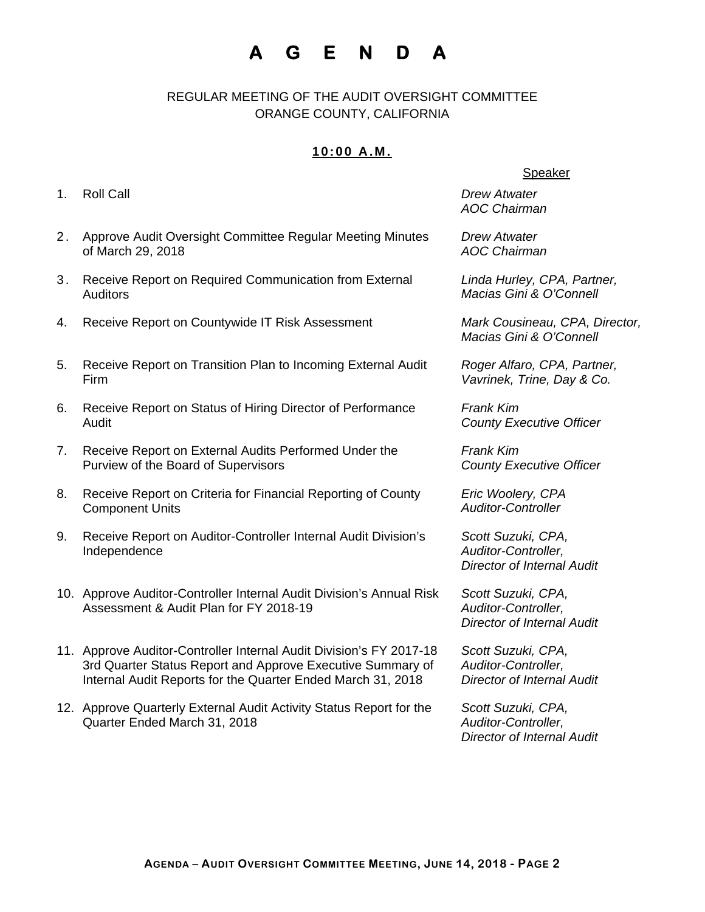# A G E N D A

REGULAR MEETING OF THE AUDIT OVERSIGHT COMMITTEE
ORANGE COUNTY, CALIFORNIA

**10:00 A.M.**

| | | Speaker |
|---|---|---|
| 1. | Roll Call | *Drew Atwater*<br>*AOC Chairman* |
| 2. | Approve Audit Oversight Committee Regular Meeting Minutes of March 29, 2018 | *Drew Atwater*<br>*AOC Chairman* |
| 3. | Receive Report on Required Communication from External Auditors | *Linda Hurley, CPA, Partner,*<br>*Macias Gini & O'Connell* |
| 4. | Receive Report on Countywide IT Risk Assessment | *Mark Cousineau, CPA, Director,*<br>*Macias Gini & O'Connell* |
| 5. | Receive Report on Transition Plan to Incoming External Audit Firm | *Roger Alfaro, CPA, Partner,*<br>*Vavrinek, Trine, Day & Co.* |
| 6. | Receive Report on Status of Hiring Director of Performance Audit | *Frank Kim*<br>*County Executive Officer* |
| 7. | Receive Report on External Audits Performed Under the Purview of the Board of Supervisors | *Frank Kim*<br>*County Executive Officer* |
| 8. | Receive Report on Criteria for Financial Reporting of County Component Units | *Eric Woolery, CPA*<br>*Auditor-Controller* |
| 9. | Receive Report on Auditor-Controller Internal Audit Division's Independence | *Scott Suzuki, CPA,*<br>*Auditor-Controller,*<br>*Director of Internal Audit* |
| 10. | Approve Auditor-Controller Internal Audit Division's Annual Risk Assessment & Audit Plan for FY 2018-19 | *Scott Suzuki, CPA,*<br>*Auditor-Controller,*<br>*Director of Internal Audit* |
| 11. | Approve Auditor-Controller Internal Audit Division's FY 2017-18 3rd Quarter Status Report and Approve Executive Summary of Internal Audit Reports for the Quarter Ended March 31, 2018 | *Scott Suzuki, CPA,*<br>*Auditor-Controller,*<br>*Director of Internal Audit* |
| 12. | Approve Quarterly External Audit Activity Status Report for the Quarter Ended March 31, 2018 | *Scott Suzuki, CPA,*<br>*Auditor-Controller,*<br>*Director of Internal Audit* |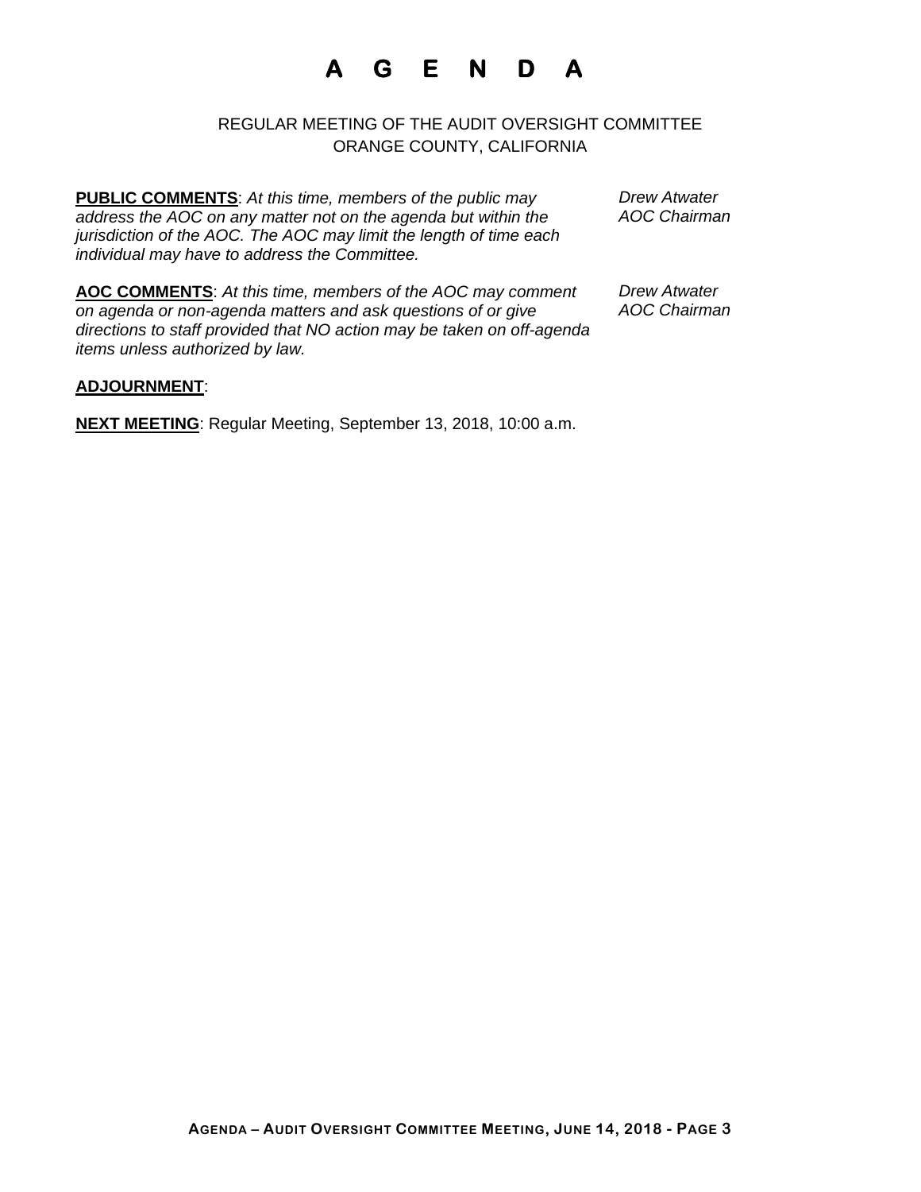# A G E N D A

REGULAR MEETING OF THE AUDIT OVERSIGHT COMMITTEE
ORANGE COUNTY, CALIFORNIA

**PUBLIC COMMENTS**: *At this time, members of the public may address the AOC on any matter not on the agenda but within the jurisdiction of the AOC. The AOC may limit the length of time each individual may have to address the Committee.*

*Drew Atwater*
*AOC Chairman*

**AOC COMMENTS**: *At this time, members of the AOC may comment on agenda or non-agenda matters and ask questions of or give directions to staff provided that NO action may be taken on off-agenda items unless authorized by law.*

*Drew Atwater*
*AOC Chairman*

**ADJOURNMENT**:

**NEXT MEETING**: Regular Meeting, September 13, 2018, 10:00 a.m.